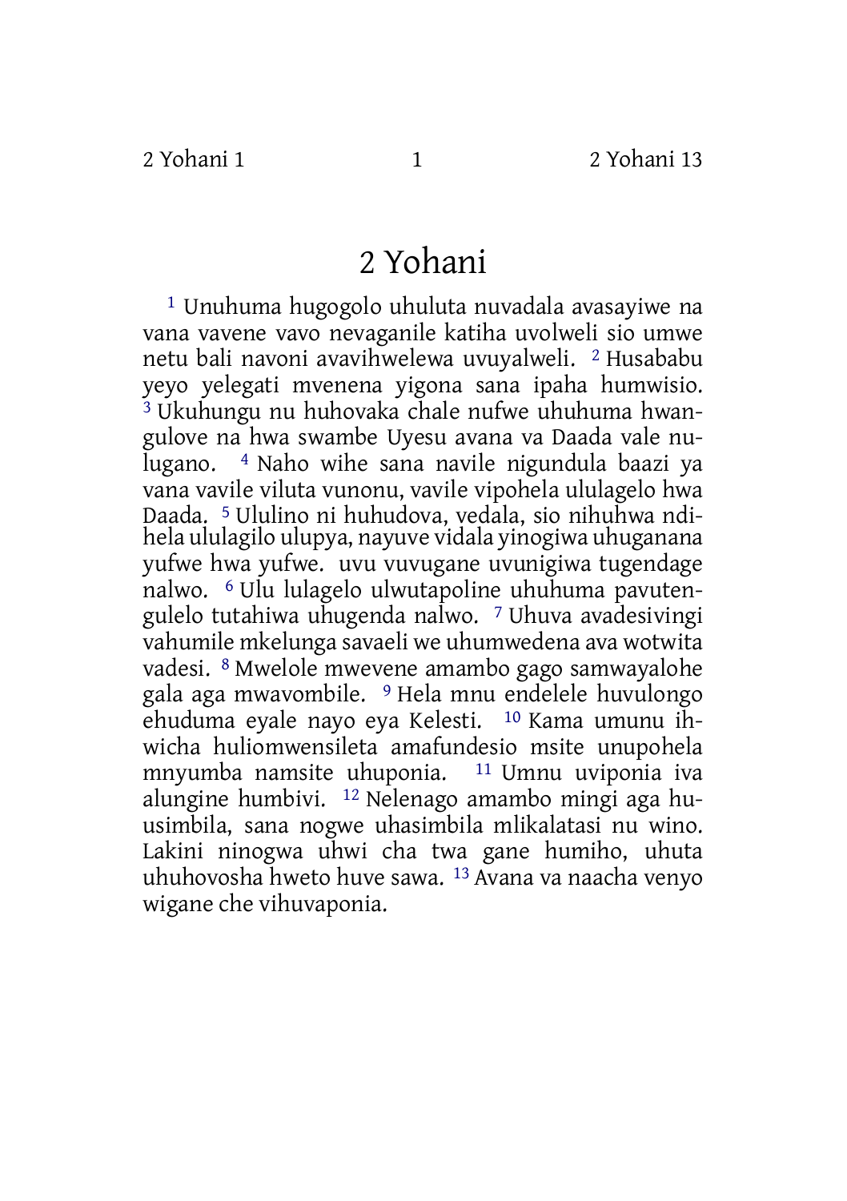# 2 Yohani

[1] Unuhuma hugogolo uhuluta nuvadala avasayiwe na vana vavene vavo nevaganile katiha uvolweli sio umwe netu bali navoni avavihwelewa uvuyalweli. [2] Husababu yeyo yelegati mvenena yigona sana ipaha humwisio. [3] Ukuhungu nu huhovaka chale nufwe uhuhuma hwangulove na hwa swambe Uyesu avana va Daada vale nulugano. [4] Naho wihe sana navile nigundula baazi ya vana vavile viluta vunonu, vavile vipohela ululagelo hwa Daada. [5] Ululino ni huhudova, vedala, sio nihuhwa ndihela ululagilo ulupya, nayuve vidala yinogiwa uhuganana yufwe hwa yufwe. uvu vuvugane uvunigiwa tugendage nalwo. [6] Ulu lulagelo ulwutapoline uhuhuma pavutengulelo tutahiwa uhugenda nalwo. [7] Uhuva avadesivingi vahumile mkelunga savaeli we uhumwedena ava wotwita vadesi. [8] Mwelole mwevene amambo gago samwayalohe gala aga mwavombile. [9] Hela mnu endelele huvulongo ehuduma eyale nayo eya Kelesti. [10] Kama umunu ihwicha huliomwensileta amafundesio msite unupohela mnyumba namsite uhuponia. [11] Umnu uviponia iva alungine humbivi. [12] Nelenago amambo mingi aga huusimbila, sana nogwe uhasimbila mlikalatasi nu wino. Lakini ninogwa uhwi cha twa gane humiho, uhuta uhuhovosha hweto huve sawa. [13] Avana va naacha venyo wigane che vihuvaponia.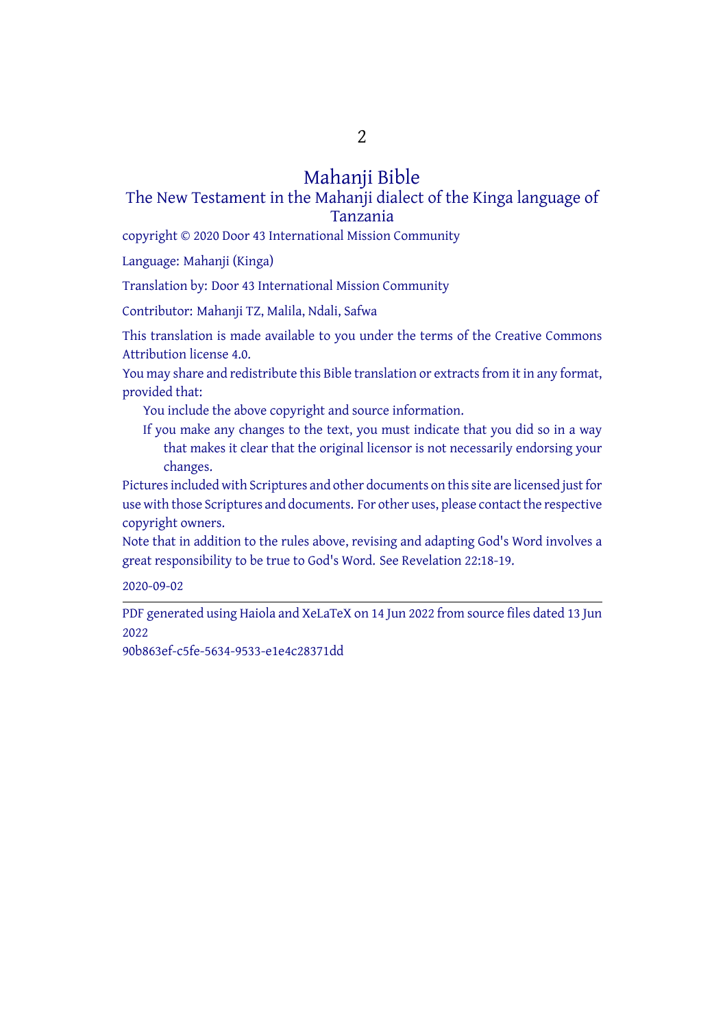# Mahanji Bible

## The New Testament in the Mahanji dialect of the Kinga language of Tanzania

copyright © 2020 Door 43 International Mission Community

Language: Mahanji (Kinga)

Translation by: Door 43 International Mission Community

Contributor: Mahanji TZ, Malila, Ndali, Safwa

This translation is made available to you under the terms of the Creative Commons Attribution license 4.0.

You may share and redistribute this Bible translation or extracts from it in any format, provided that:

- You include the above copyright and source information.
- If you make any changes to the text, you must indicate that you did so in a way that makes it clear that the original licensor is not necessarily endorsing your changes.

Pictures included with Scriptures and other documents on this site are licensed just for use with those Scriptures and documents. For other uses, please contact the respective copyright owners.

Note that in addition to the rules above, revising and adapting God's Word involves a great responsibility to be true to God's Word. See Revelation 22:18-19.

2020-09-02

---

PDF generated using Haiola and XeLaTeX on 14 Jun 2022 from source files dated 13 Jun 2022

90b863ef-c5fe-5634-9533-e1e4c28371dd